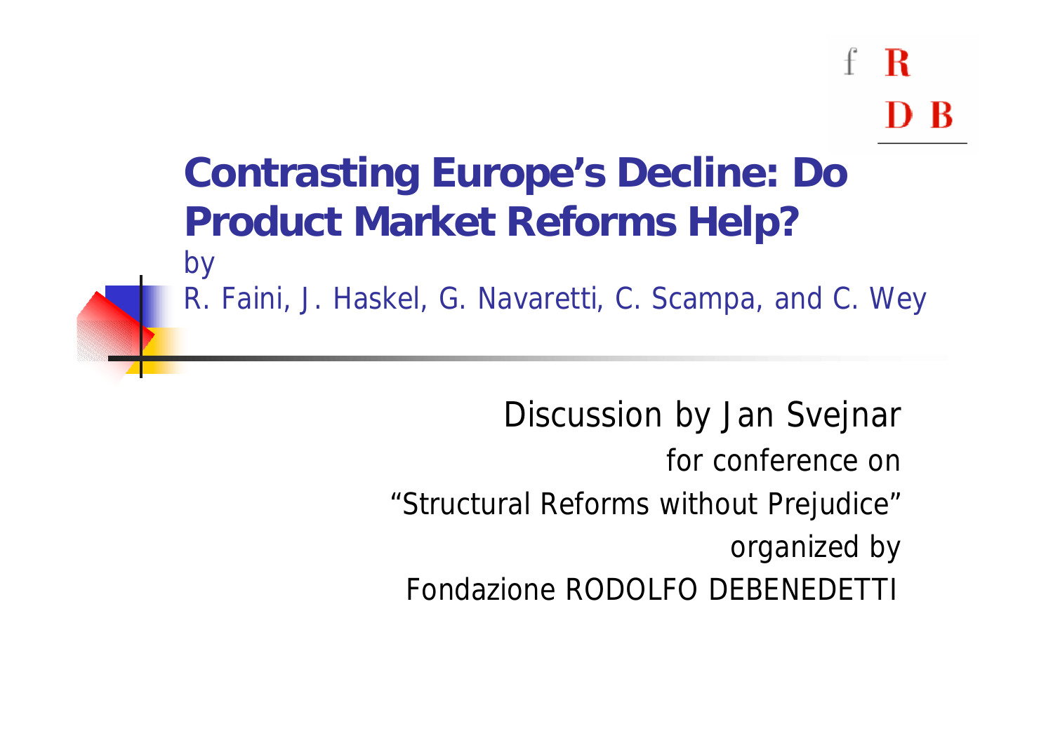# Contrasting Europe's Decline: Do Product Market Reforms Help?

by

R. Faini, J. Haskel, G. Navaretti, C. Scampa, and C. Wey

Discussion by Jan Svejnar

for conference on

"Structural Reforms without Prejudice"

organized by

Fondazione RODOLFO DEBENEDETTI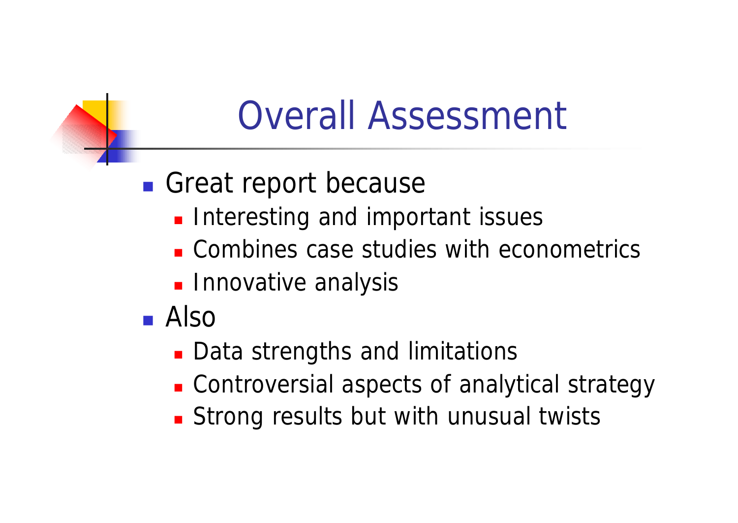# Overall Assessment

- Great report because
  - Interesting and important issues
  - Combines case studies with econometrics
  - Innovative analysis
- Also
  - Data strengths and limitations
  - Controversial aspects of analytical strategy
  - Strong results but with unusual twists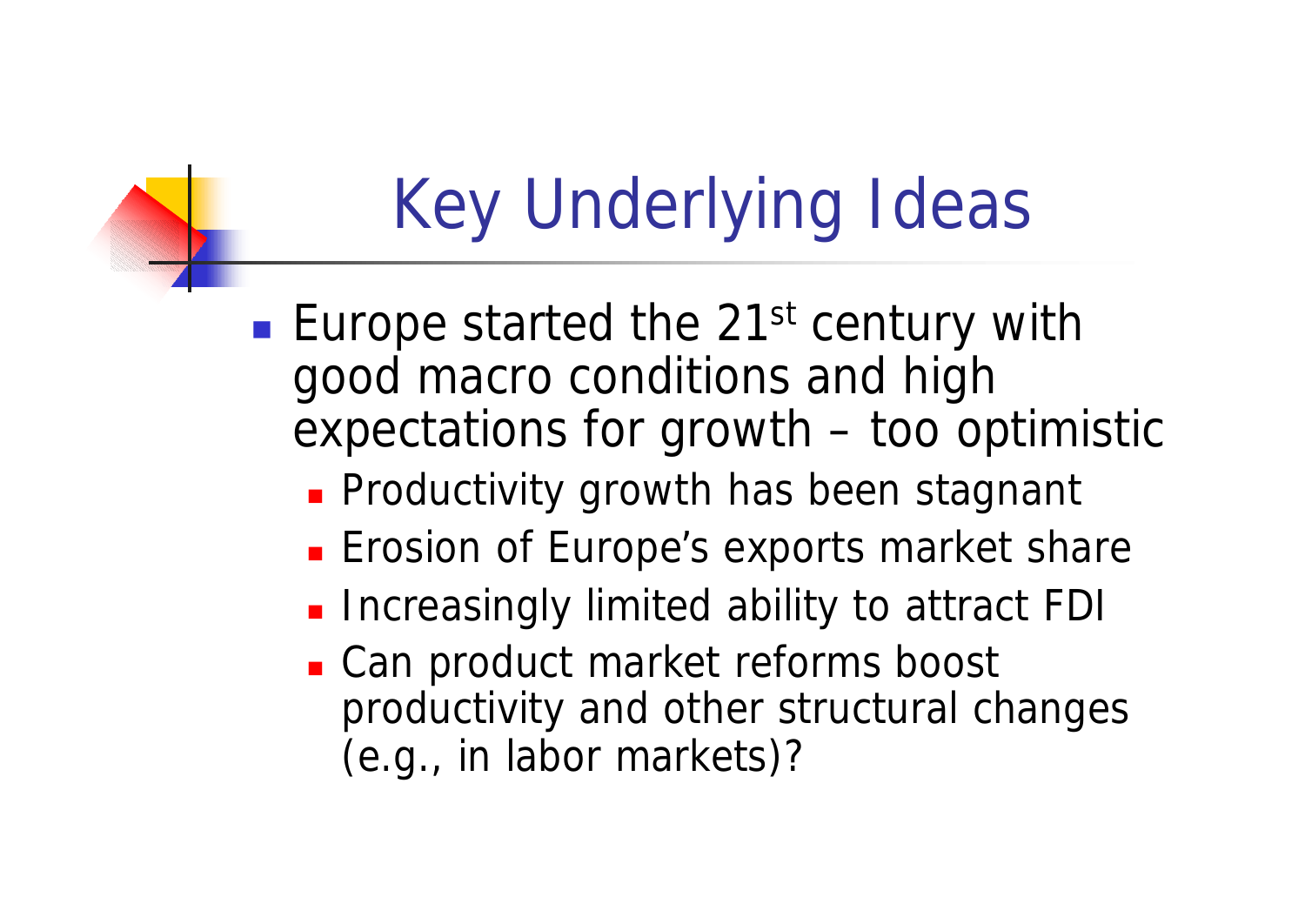# Key Underlying Ideas

- Europe started the 21st century with good macro conditions and high expectations for growth – too optimistic
  - Productivity growth has been stagnant
  - Erosion of Europe's exports market share
  - Increasingly limited ability to attract FDI
  - Can product market reforms boost productivity and other structural changes (e.g., in labor markets)?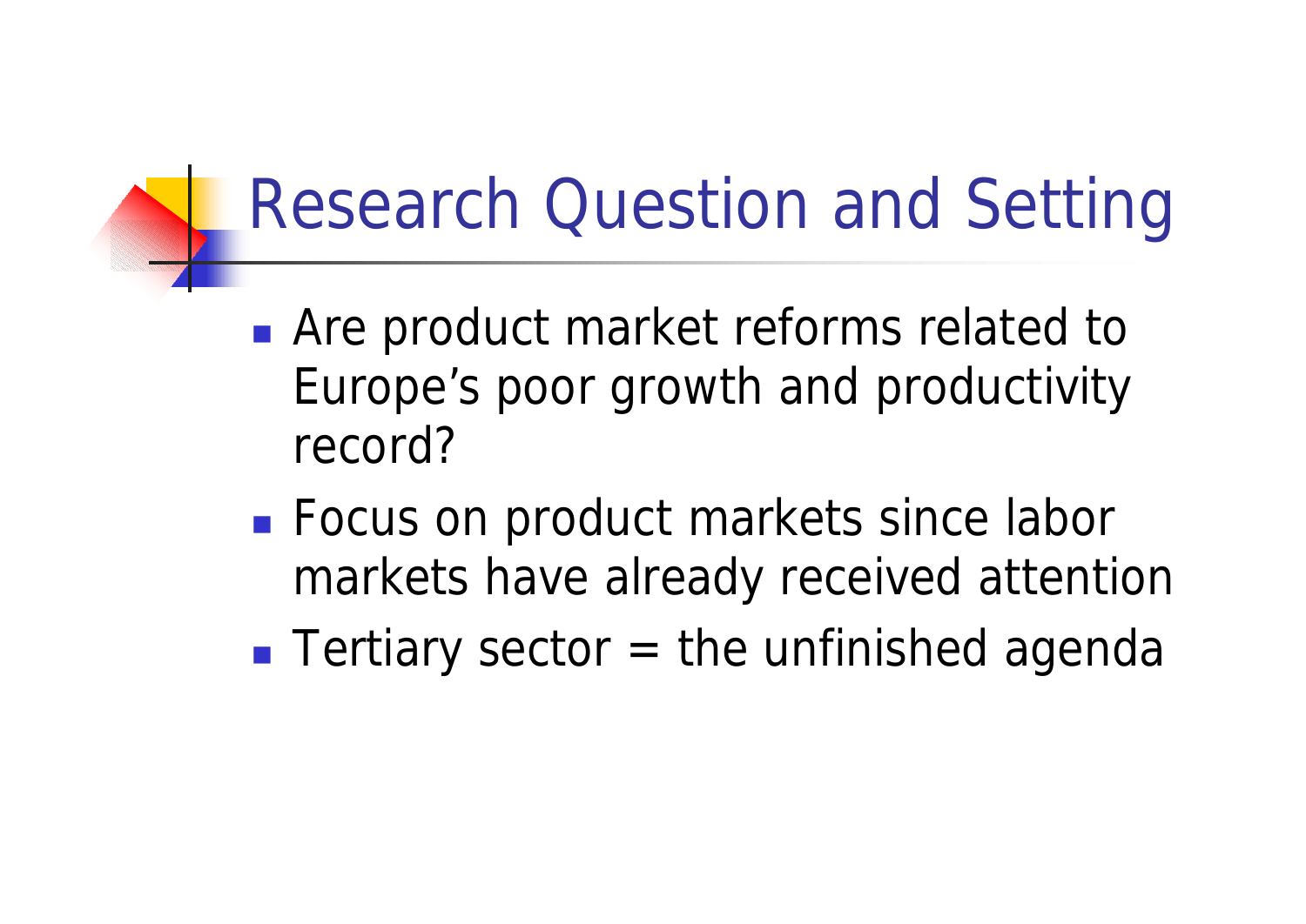# Research Question and Setting

- Are product market reforms related to Europe's poor growth and productivity record?
- Focus on product markets since labor markets have already received attention
- Tertiary sector = the unfinished agenda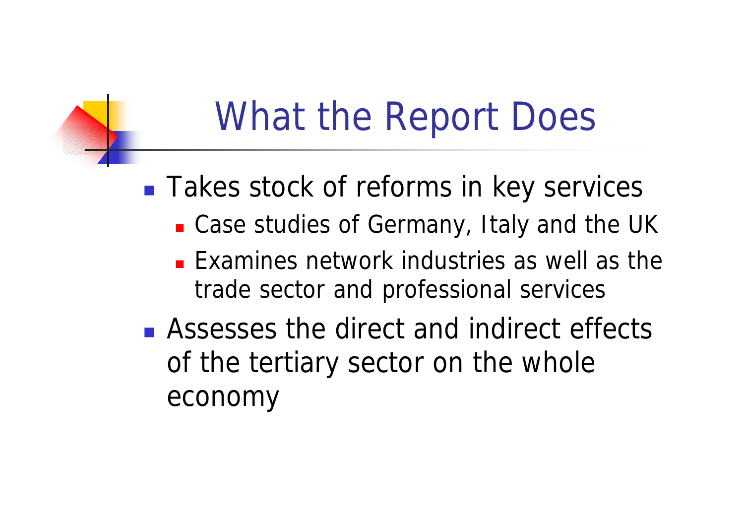# What the Report Does

- Takes stock of reforms in key services
  - Case studies of Germany, Italy and the UK
  - Examines network industries as well as the trade sector and professional services
- Assesses the direct and indirect effects of the tertiary sector on the whole economy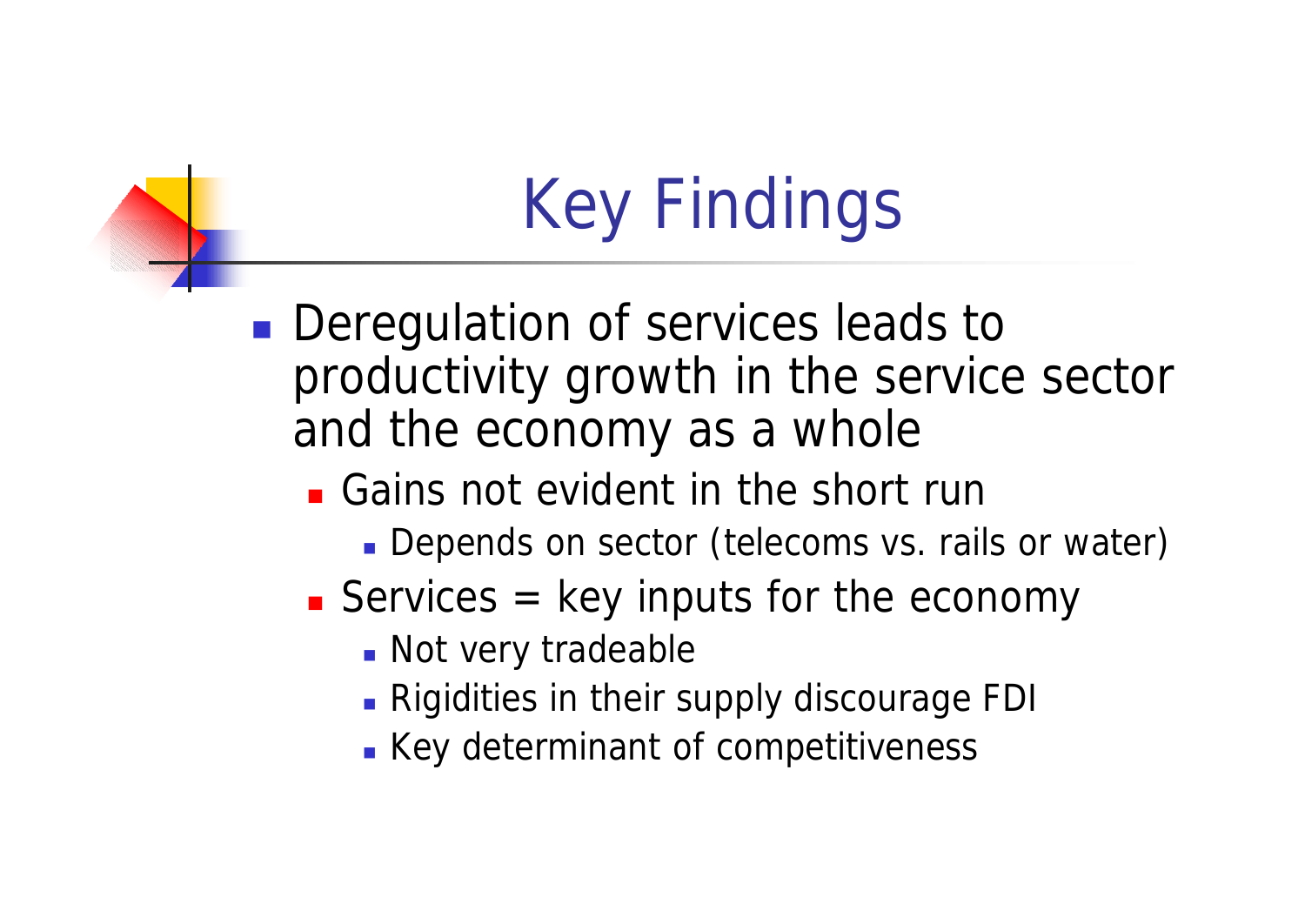# Key Findings

- Deregulation of services leads to productivity growth in the service sector and the economy as a whole
  - Gains not evident in the short run
    - Depends on sector (telecoms vs. rails or water)
  - Services = key inputs for the economy
    - Not very tradeable
    - Rigidities in their supply discourage FDI
    - Key determinant of competitiveness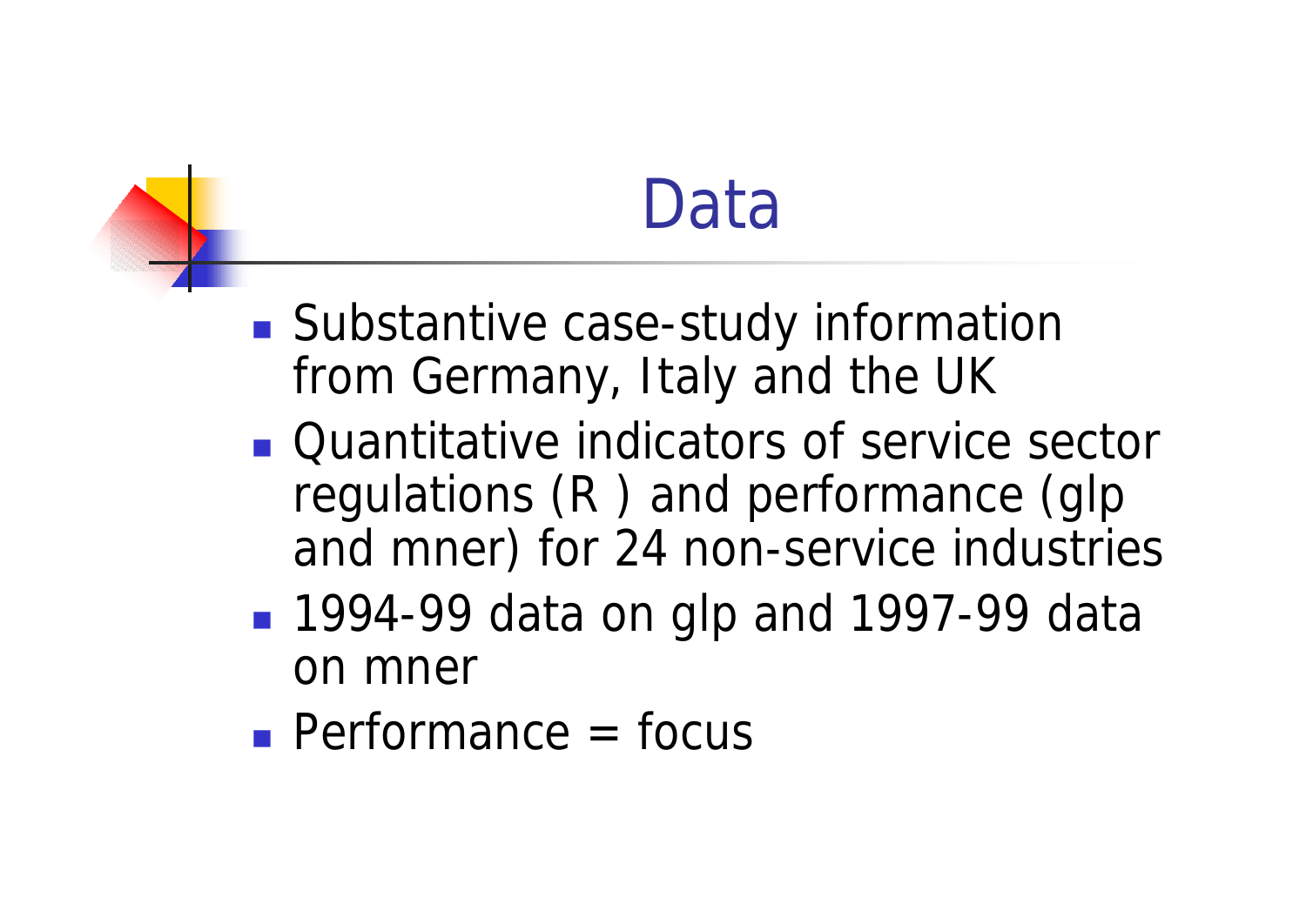# Data

- Substantive case-study information from Germany, Italy and the UK
- Quantitative indicators of service sector regulations (R ) and performance (glp and mner) for 24 non-service industries
- 1994-99 data on glp and 1997-99 data on mner
- Performance = focus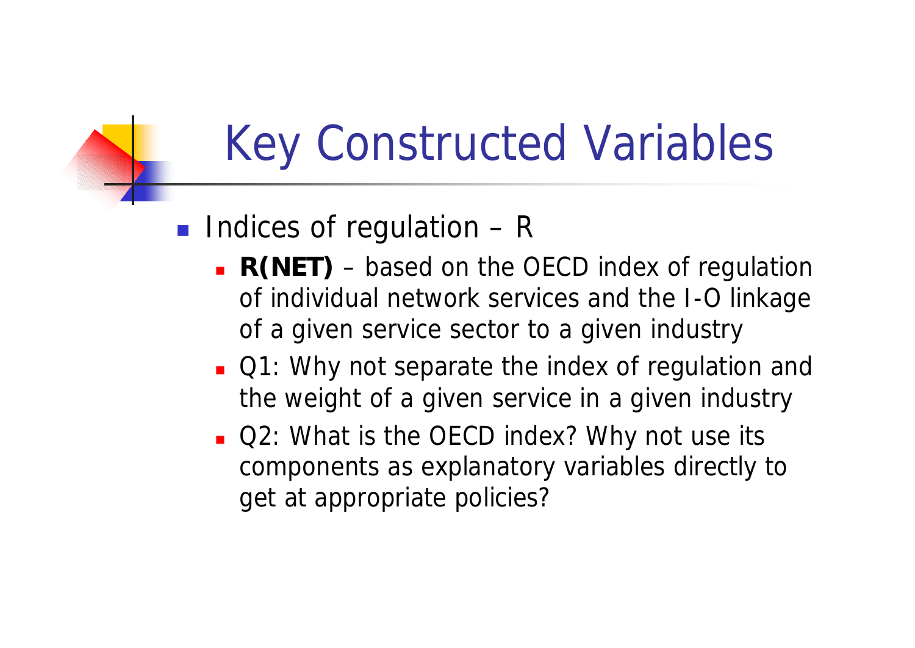# Key Constructed Variables

- Indices of regulation – R
  - **R(NET)** – based on the OECD index of regulation of individual network services and the I-O linkage of a given service sector to a given industry
  - Q1: Why not separate the index of regulation and the weight of a given service in a given industry
  - Q2: What is the OECD index? Why not use its components as explanatory variables directly to get at appropriate policies?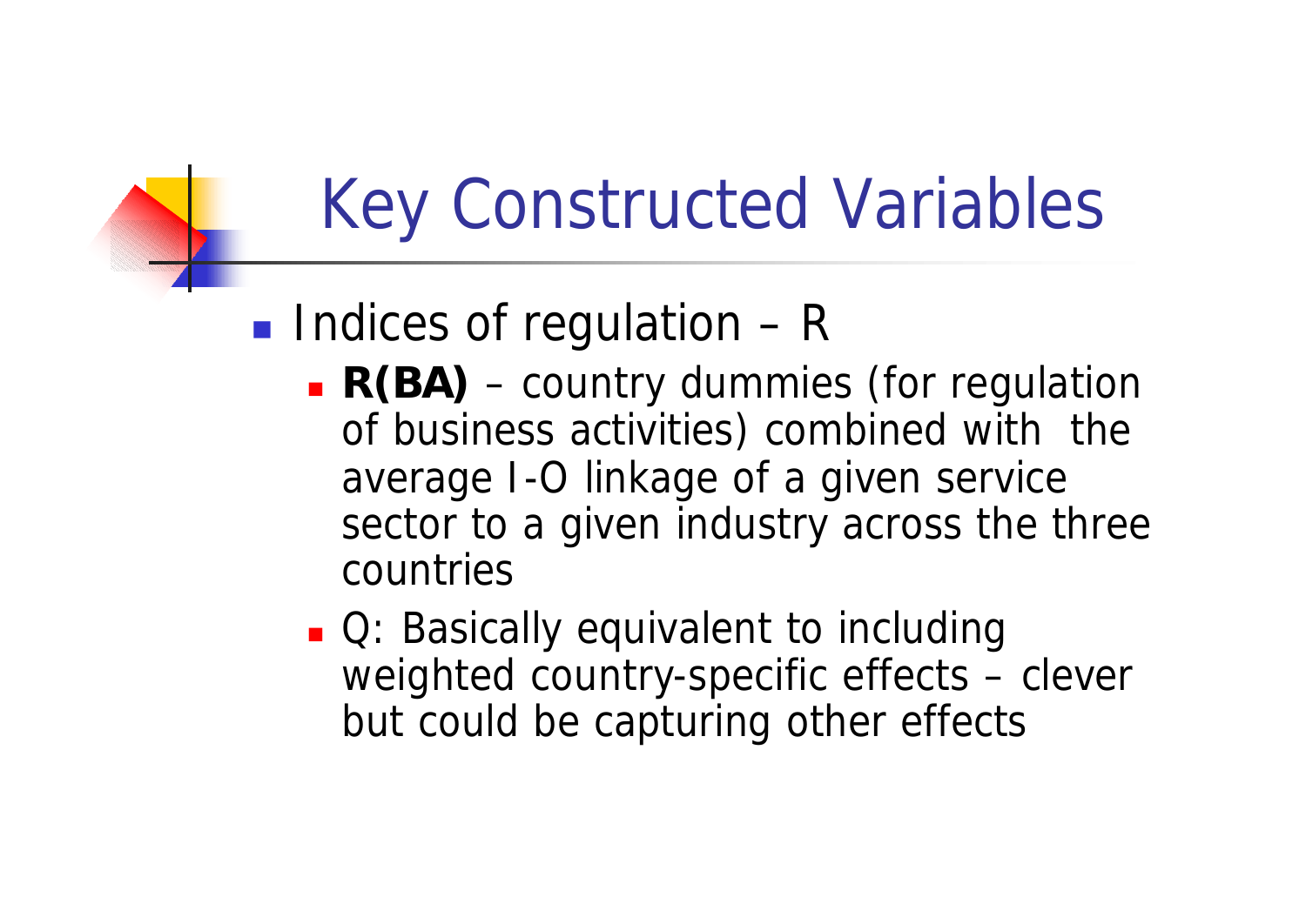# Key Constructed Variables

- Indices of regulation – R
  - **R(BA)** – country dummies (for regulation of business activities) combined with the average I-O linkage of a given service sector to a given industry across the three countries
  - Q: Basically equivalent to including weighted country-specific effects – clever but could be capturing other effects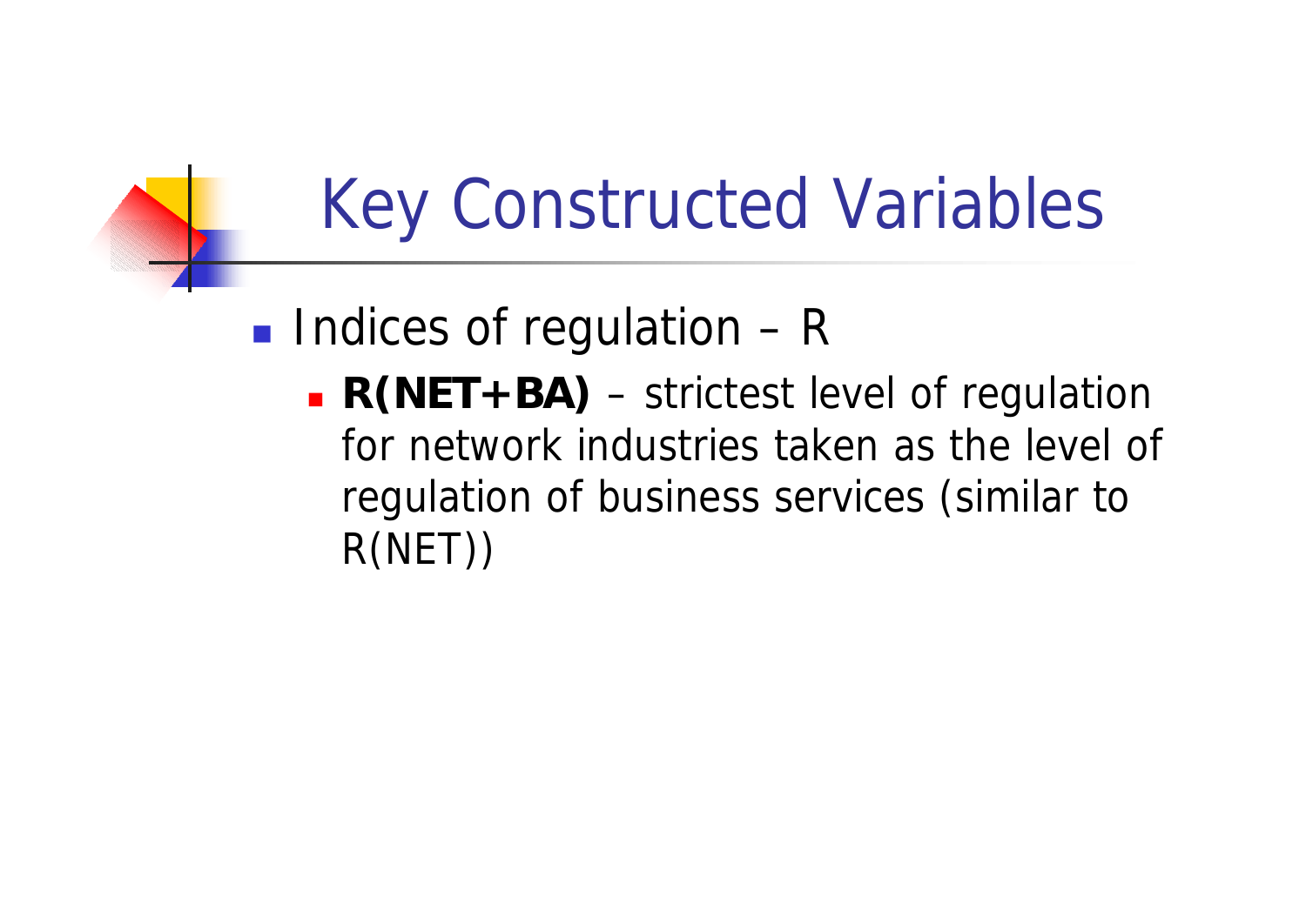# Key Constructed Variables

- Indices of regulation – R
  - **R(NET+BA)** – strictest level of regulation for network industries taken as the level of regulation of business services (similar to R(NET))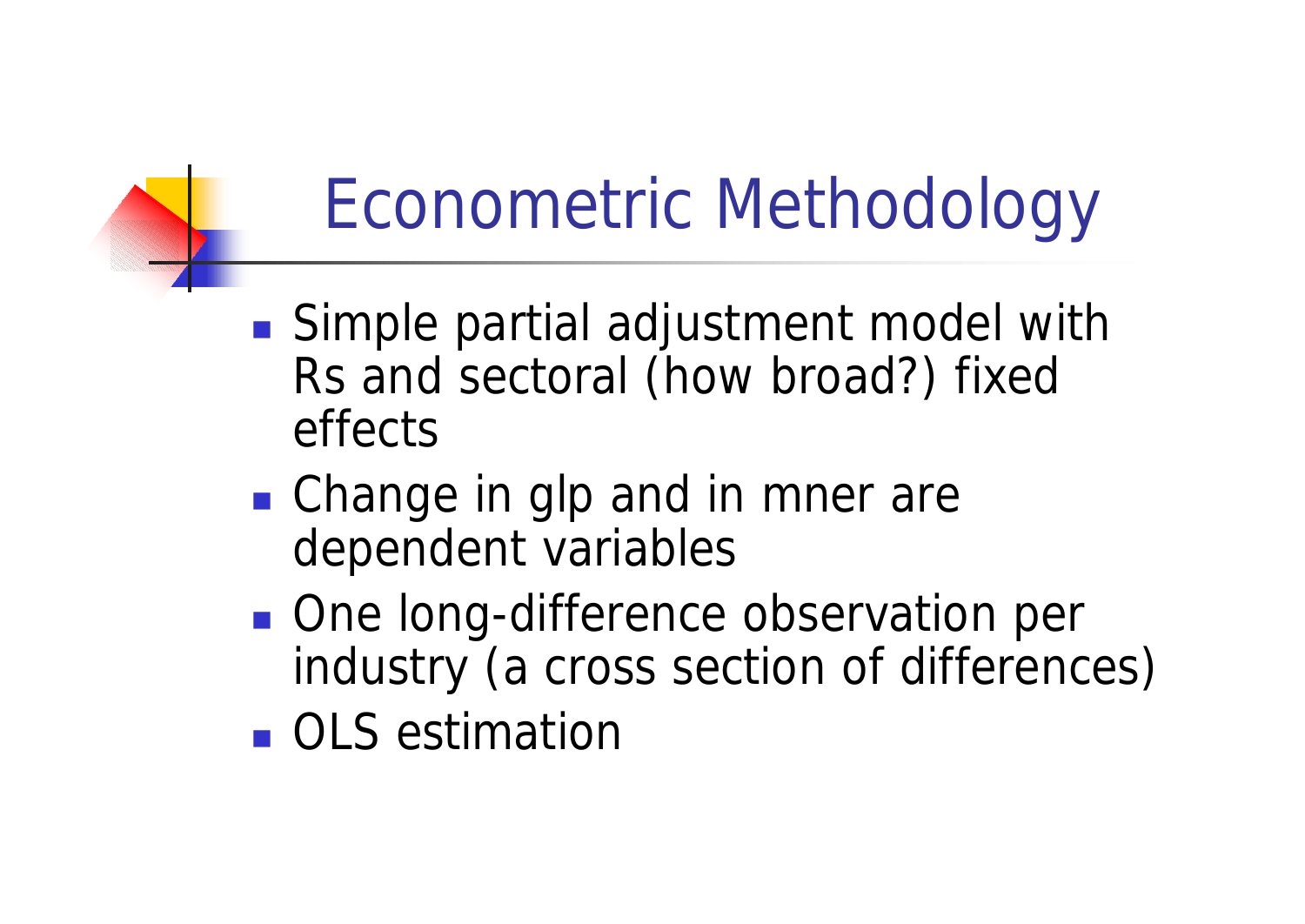# Econometric Methodology

- Simple partial adjustment model with Rs and sectoral (how broad?) fixed effects
- Change in glp and in mner are dependent variables
- One long-difference observation per industry (a cross section of differences)
- OLS estimation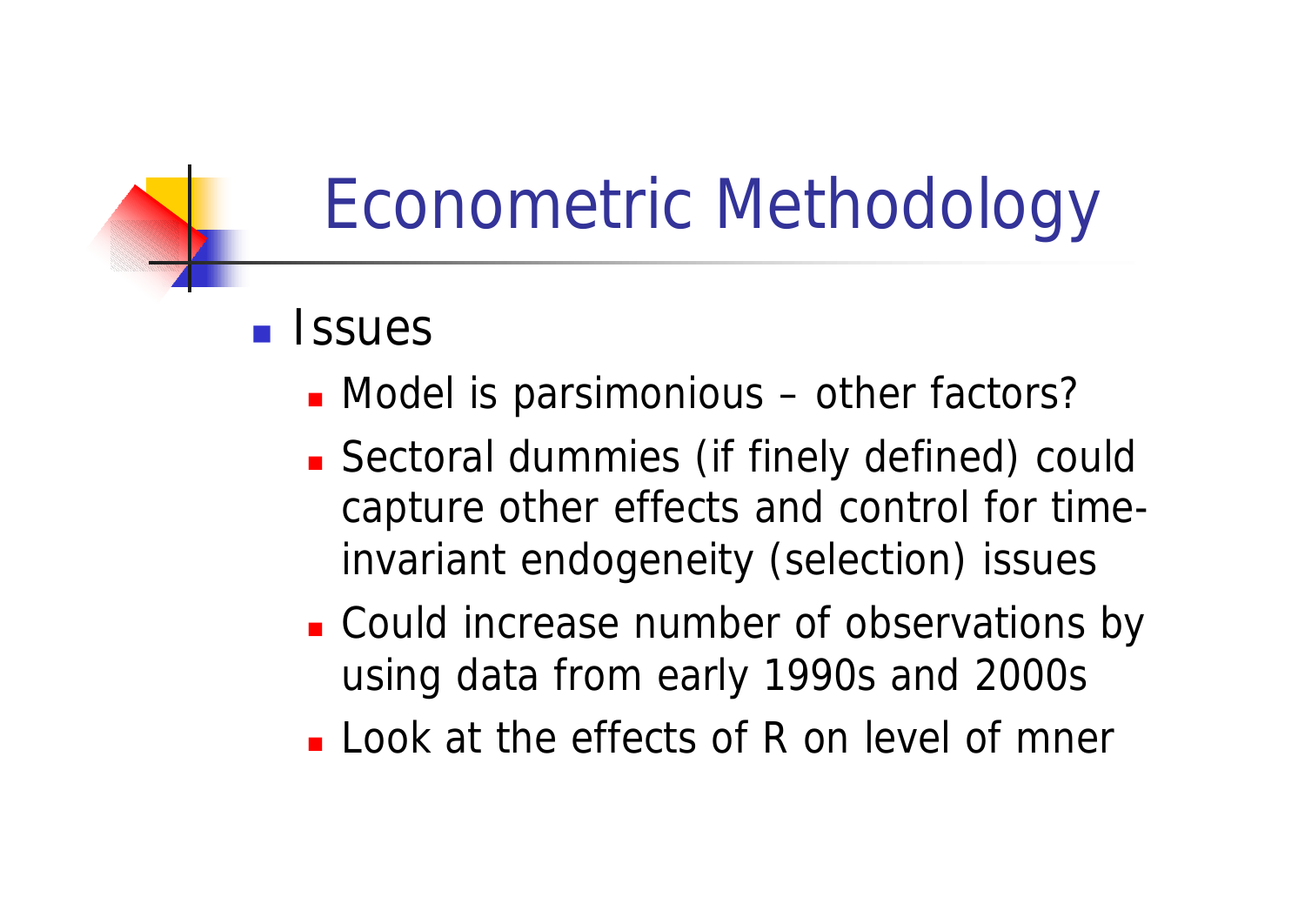# Econometric Methodology

- Issues
  - Model is parsimonious – other factors?
  - Sectoral dummies (if finely defined) could capture other effects and control for time-invariant endogeneity (selection) issues
  - Could increase number of observations by using data from early 1990s and 2000s
  - Look at the effects of R on level of mner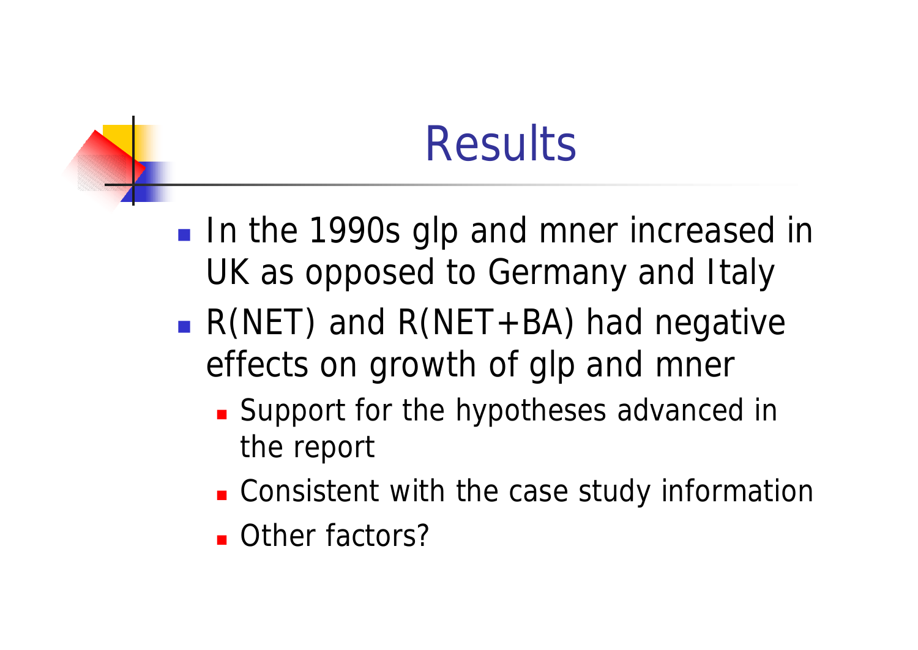# Results

- In the 1990s glp and mner increased in UK as opposed to Germany and Italy
- R(NET) and R(NET+BA) had negative effects on growth of glp and mner
  - Support for the hypotheses advanced in the report
  - Consistent with the case study information
  - Other factors?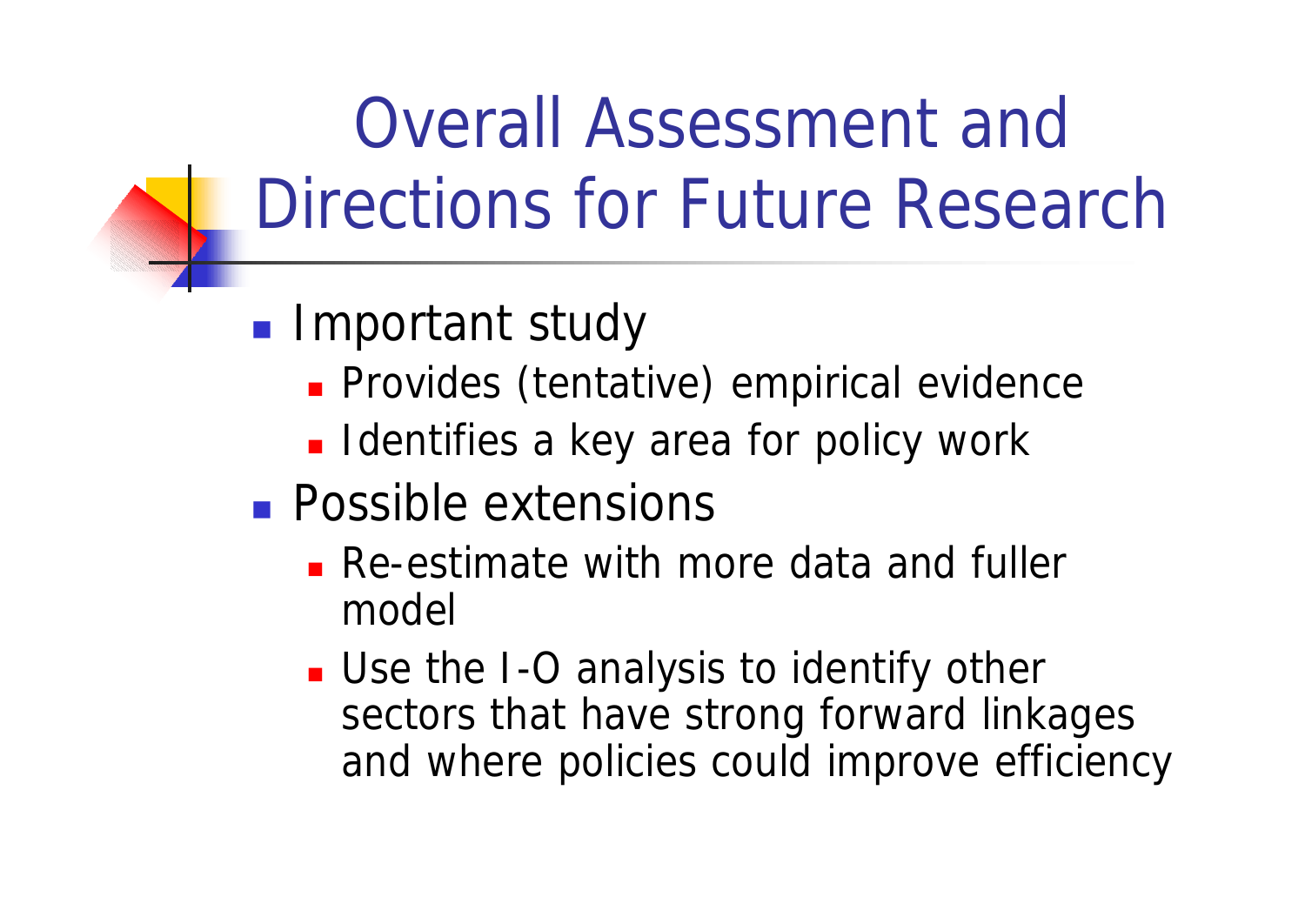# Overall Assessment and Directions for Future Research

- Important study
  - Provides (tentative) empirical evidence
  - Identifies a key area for policy work
- Possible extensions
  - Re-estimate with more data and fuller model
  - Use the I-O analysis to identify other sectors that have strong forward linkages and where policies could improve efficiency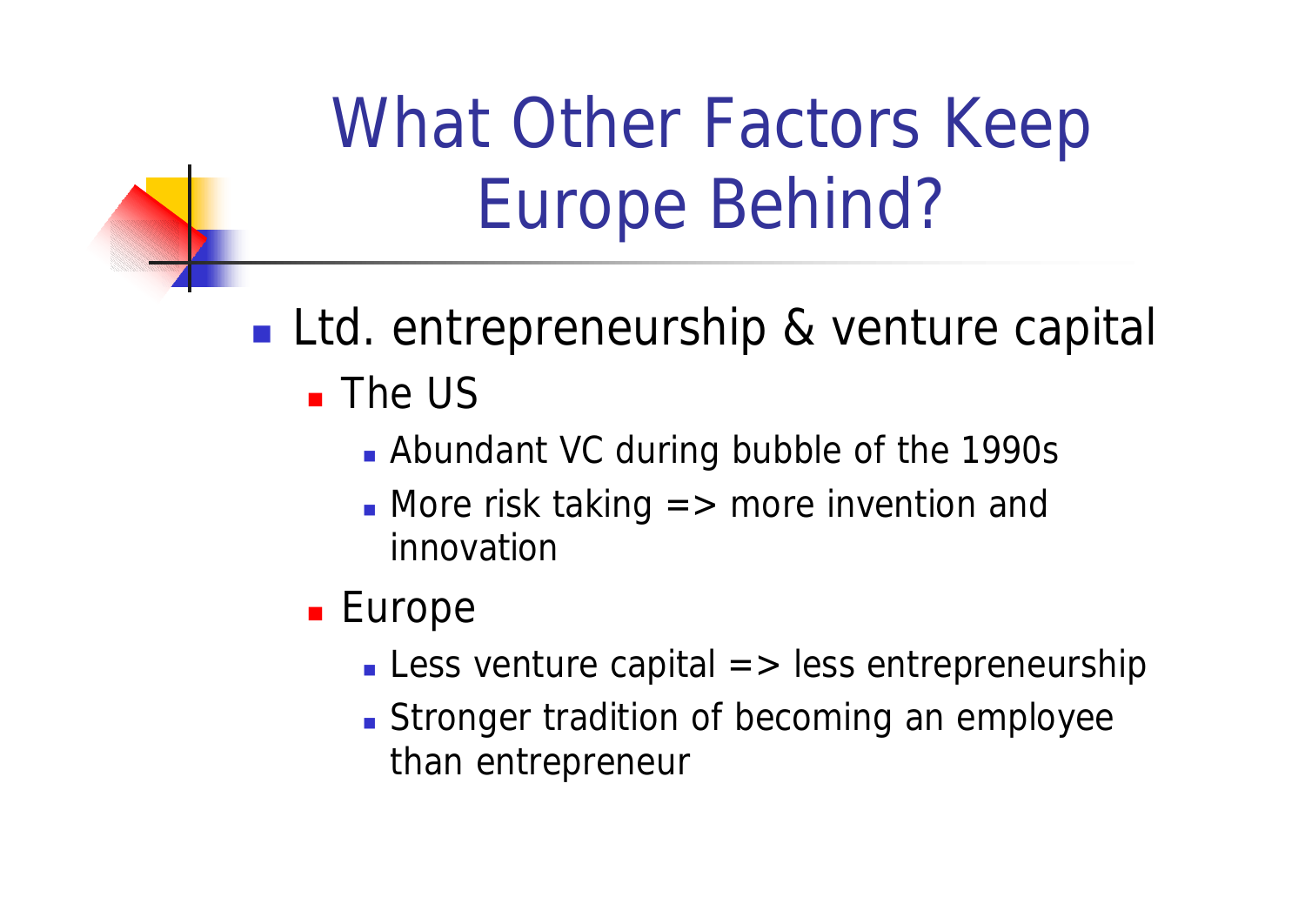# What Other Factors Keep Europe Behind?

- Ltd. entrepreneurship & venture capital
  - The US
    - Abundant VC during bubble of the 1990s
    - More risk taking => more invention and innovation
  - Europe
    - Less venture capital => less entrepreneurship
    - Stronger tradition of becoming an employee than entrepreneur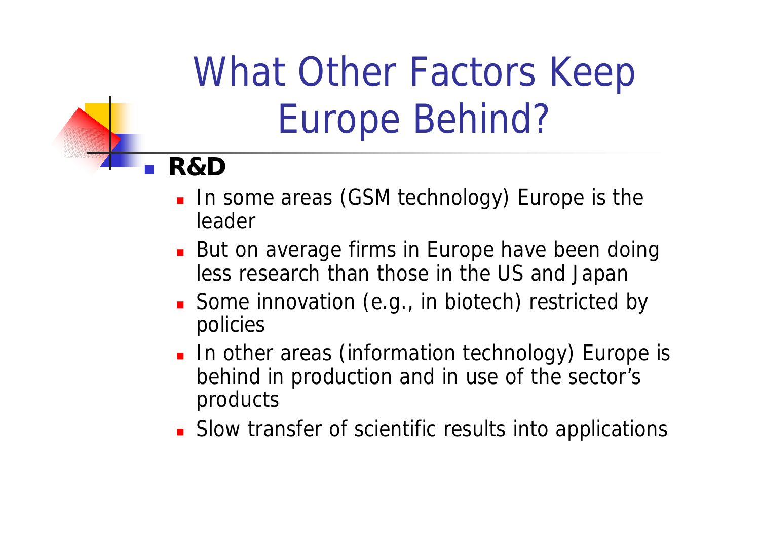# What Other Factors Keep Europe Behind?

- **R&D**
  - In some areas (GSM technology) Europe is the leader
  - But on average firms in Europe have been doing less research than those in the US and Japan
  - Some innovation (e.g., in biotech) restricted by policies
  - In other areas (information technology) Europe is behind in production and in use of the sector's products
  - Slow transfer of scientific results into applications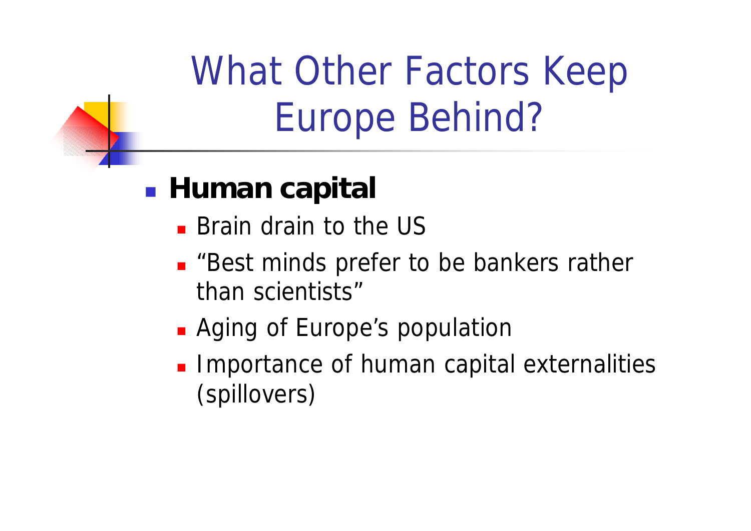# What Other Factors Keep Europe Behind?

- **Human capital**
  - Brain drain to the US
  - "Best minds prefer to be bankers rather than scientists"
  - Aging of Europe's population
  - Importance of human capital externalities (spillovers)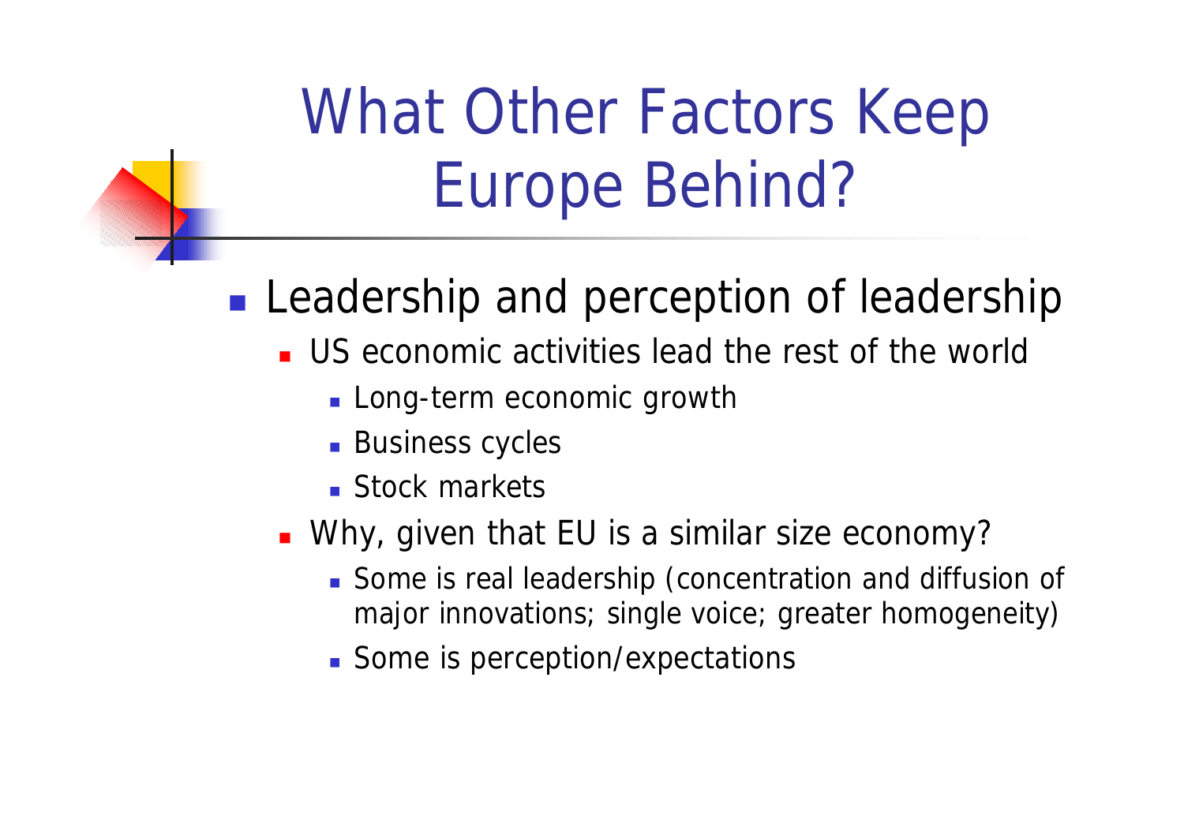# What Other Factors Keep Europe Behind?

- Leadership and perception of leadership
  - US economic activities lead the rest of the world
    - Long-term economic growth
    - Business cycles
    - Stock markets
  - Why, given that EU is a similar size economy?
    - Some is real leadership (concentration and diffusion of major innovations; single voice; greater homogeneity)
    - Some is perception/expectations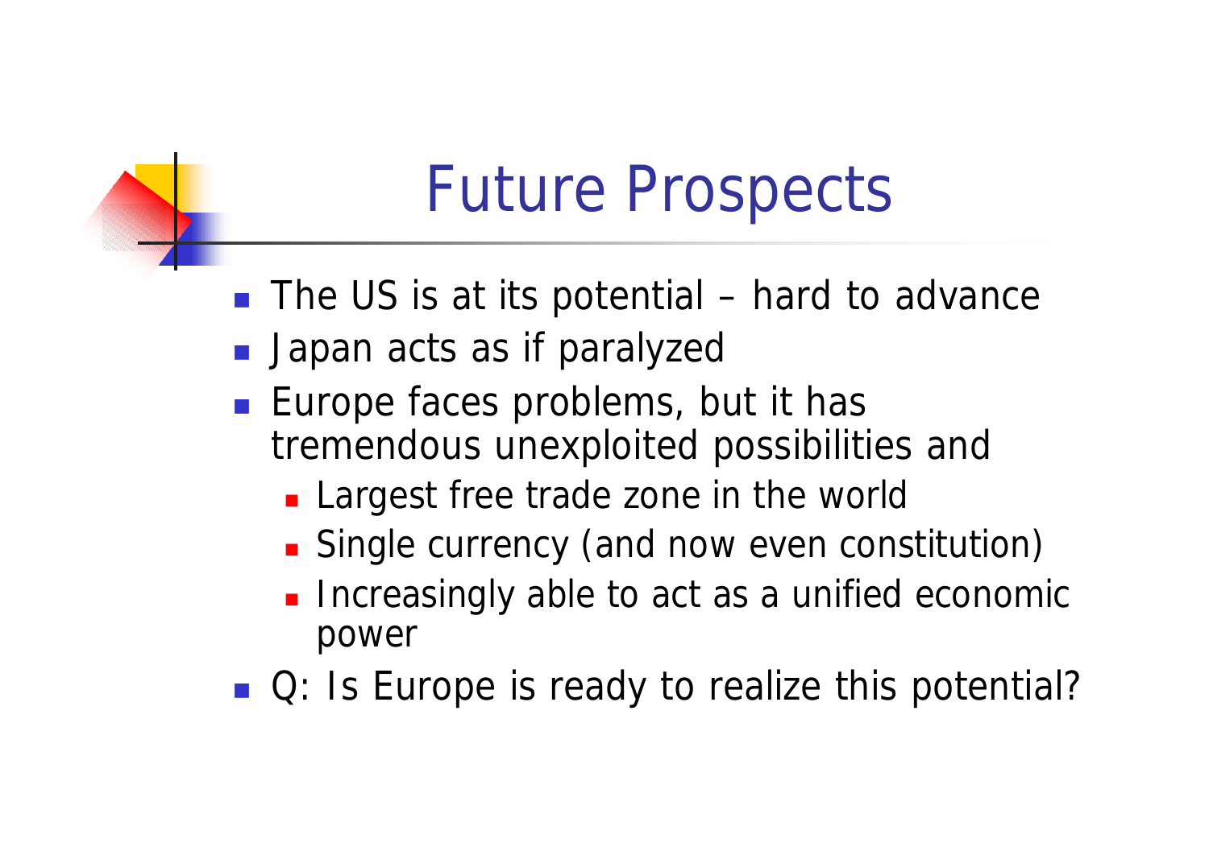# Future Prospects

- The US is at its potential – hard to advance
- Japan acts as if paralyzed
- Europe faces problems, but it has tremendous unexploited possibilities and
  - Largest free trade zone in the world
  - Single currency (and now even constitution)
  - Increasingly able to act as a unified economic power
- Q: Is Europe is ready to realize this potential?